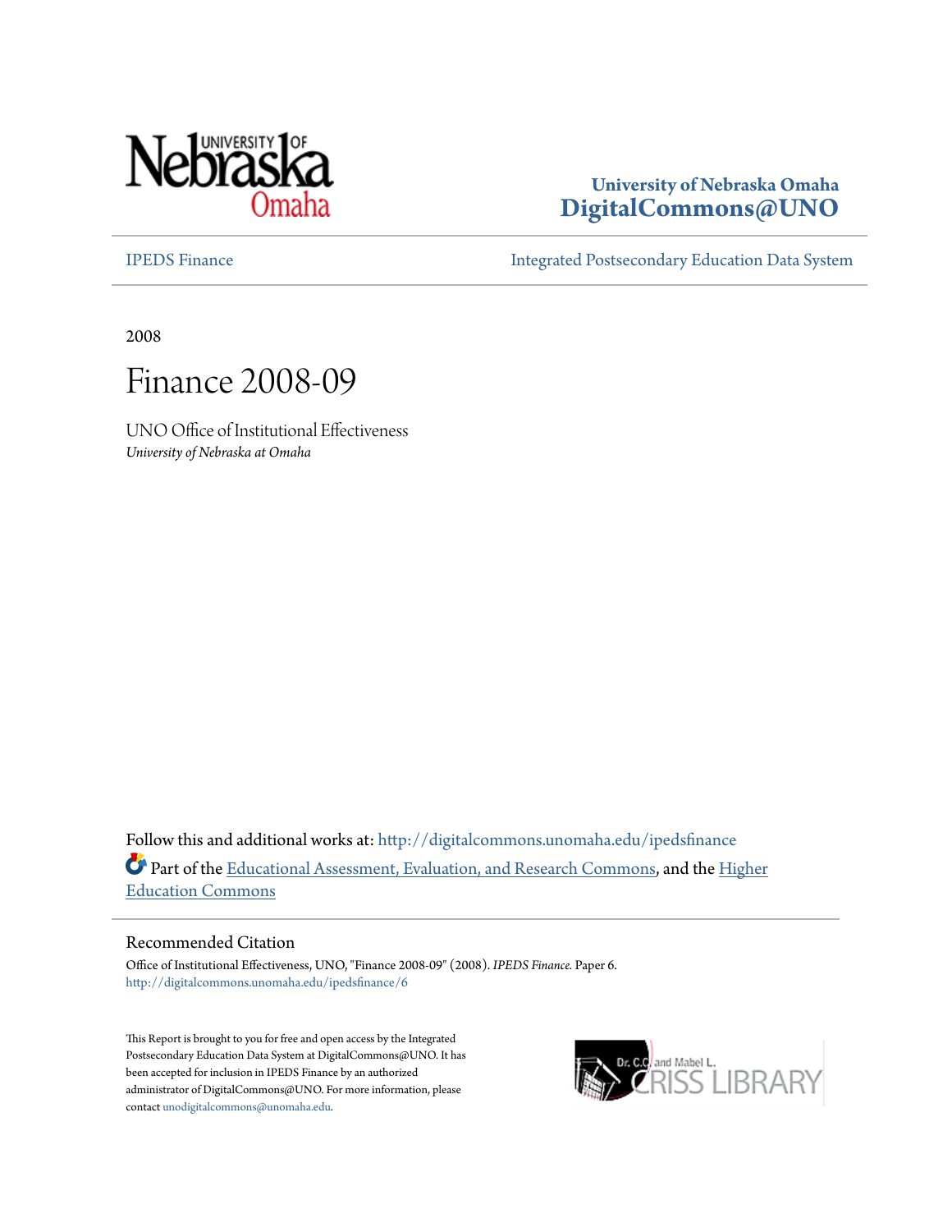University of Nebraska Omaha
**DigitalCommons@UNO**

IPEDS Finance | Integrated Postsecondary Education Data System

2008

# Finance 2008-09

UNO Office of Institutional Effectiveness
*University of Nebraska at Omaha*

Follow this and additional works at: http://digitalcommons.unomaha.edu/ipedsfinance

Part of the Educational Assessment, Evaluation, and Research Commons, and the Higher Education Commons

## Recommended Citation

Office of Institutional Effectiveness, UNO, "Finance 2008-09" (2008). *IPEDS Finance.* Paper 6.
http://digitalcommons.unomaha.edu/ipedsfinance/6

This Report is brought to you for free and open access by the Integrated Postsecondary Education Data System at DigitalCommons@UNO. It has been accepted for inclusion in IPEDS Finance by an authorized administrator of DigitalCommons@UNO. For more information, please contact unodigitalcommons@unomaha.edu.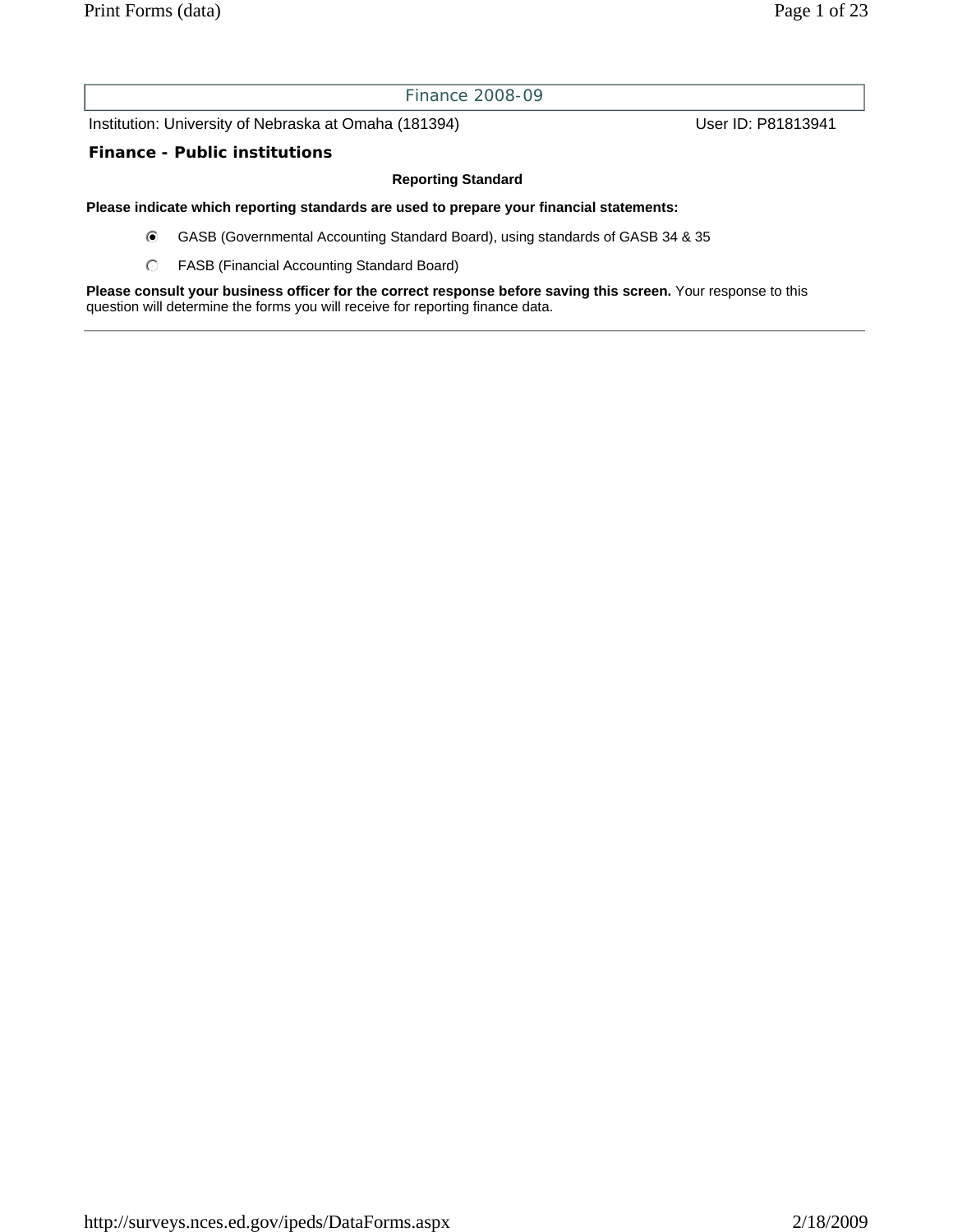# Finance 2008-09

Institution: University of Nebraska at Omaha (181394)    User ID: P81813941

## Finance - Public institutions

**Reporting Standard**

**Please indicate which reporting standards are used to prepare your financial statements:**

- (●) GASB (Governmental Accounting Standard Board), using standards of GASB 34 & 35
- ( ) FASB (Financial Accounting Standard Board)

**Please consult your business officer for the correct response before saving this screen.** Your response to this question will determine the forms you will receive for reporting finance data.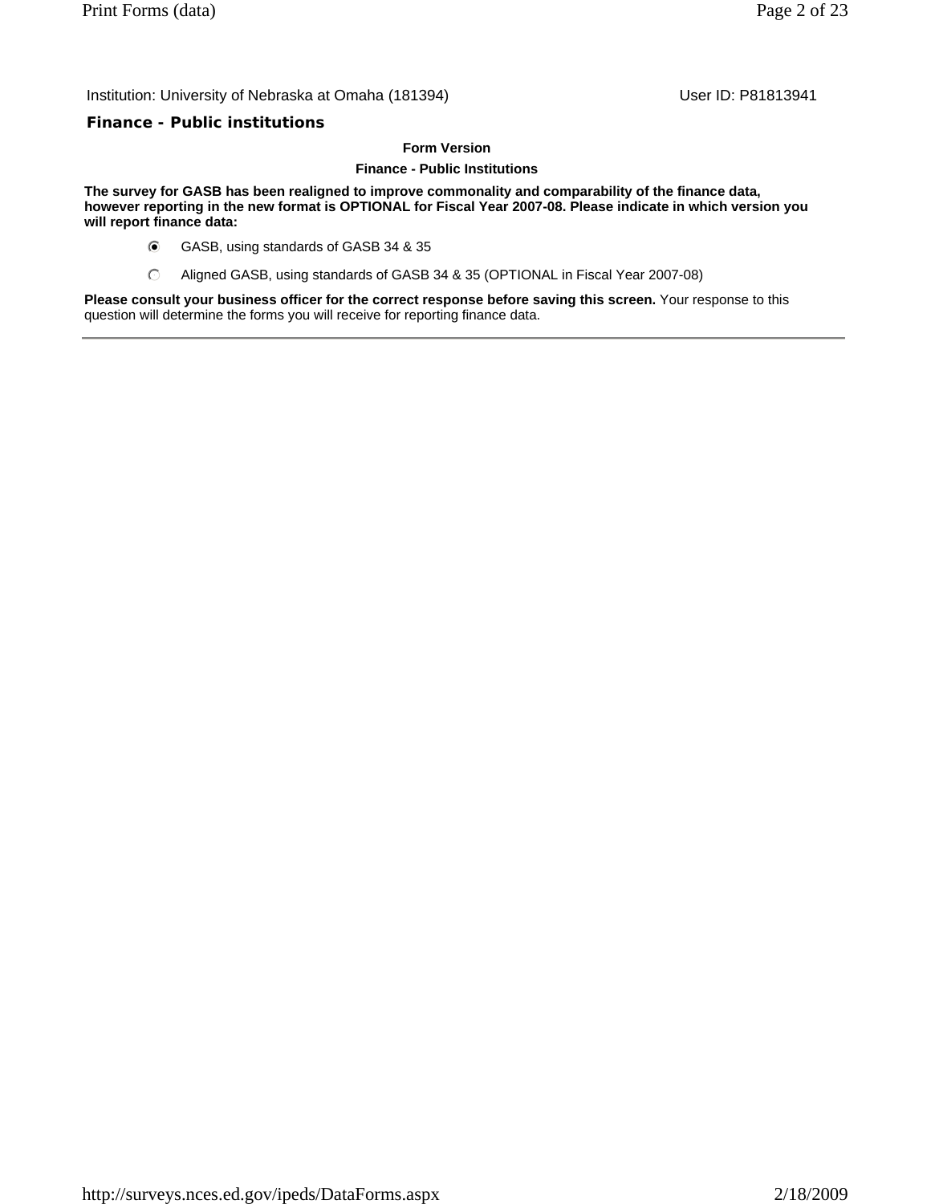Institution: University of Nebraska at Omaha (181394) User ID: P81813941

## Finance - Public institutions

**Form Version**

**Finance - Public Institutions**

**The survey for GASB has been realigned to improve commonality and comparability of the finance data, however reporting in the new format is OPTIONAL for Fiscal Year 2007-08. Please indicate in which version you will report finance data:**

- (●) GASB, using standards of GASB 34 & 35
- ( ) Aligned GASB, using standards of GASB 34 & 35 (OPTIONAL in Fiscal Year 2007-08)

**Please consult your business officer for the correct response before saving this screen.** Your response to this question will determine the forms you will receive for reporting finance data.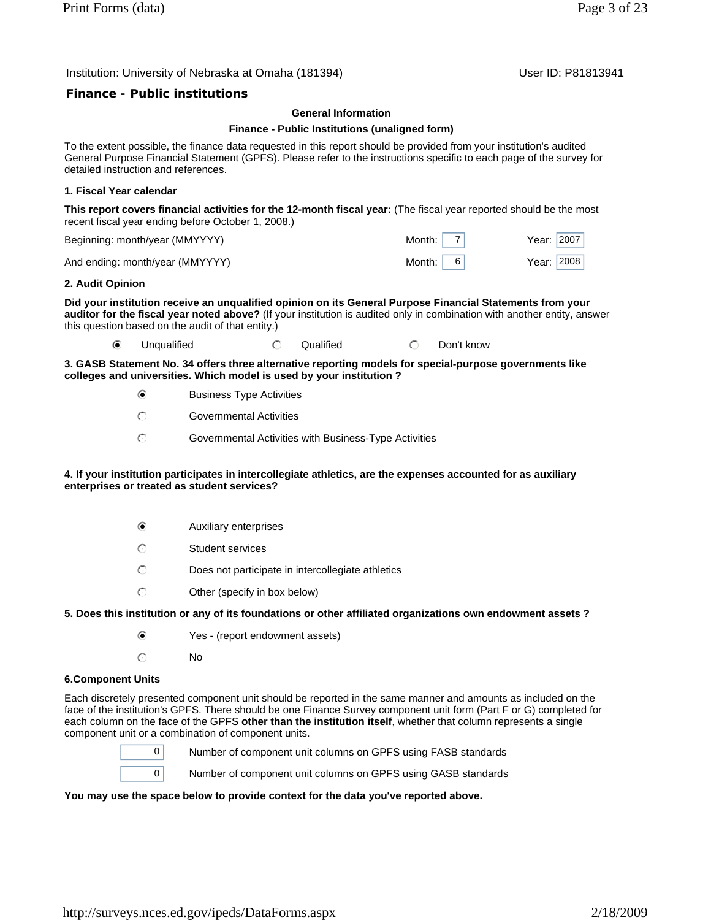Institution: University of Nebraska at Omaha (181394)

User ID: P81813941

## Finance - Public institutions

### General Information

### Finance - Public Institutions (unaligned form)

To the extent possible, the finance data requested in this report should be provided from your institution's audited General Purpose Financial Statement (GPFS). Please refer to the instructions specific to each page of the survey for detailed instruction and references.

**1. Fiscal Year calendar**

**This report covers financial activities for the 12-month fiscal year:** (The fiscal year reported should be the most recent fiscal year ending before October 1, 2008.)

| | Month | Year |
|---|---|---|
| Beginning: month/year (MMYYYY) | 7 | 2007 |
| And ending: month/year (MMYYYY) | 6 | 2008 |

**2. Audit Opinion**

**Did your institution receive an unqualified opinion on its General Purpose Financial Statements from your auditor for the fiscal year noted above?** (If your institution is audited only in combination with another entity, answer this question based on the audit of that entity.)

- (●) Unqualified
- ( ) Qualified
- ( ) Don't know

**3. GASB Statement No. 34 offers three alternative reporting models for special-purpose governments like colleges and universities. Which model is used by your institution ?**

- (●) Business Type Activities
- ( ) Governmental Activities
- ( ) Governmental Activities with Business-Type Activities

**4. If your institution participates in intercollegiate athletics, are the expenses accounted for as auxiliary enterprises or treated as student services?**

- (●) Auxiliary enterprises
- ( ) Student services
- ( ) Does not participate in intercollegiate athletics
- ( ) Other (specify in box below)

**5. Does this institution or any of its foundations or other affiliated organizations own endowment assets ?**

- (●) Yes - (report endowment assets)
- ( ) No

**6. Component Units**

Each discretely presented component unit should be reported in the same manner and amounts as included on the face of the institution's GPFS. There should be one Finance Survey component unit form (Part F or G) completed for each column on the face of the GPFS **other than the institution itself**, whether that column represents a single component unit or a combination of component units.

- 0 — Number of component unit columns on GPFS using FASB standards
- 0 — Number of component unit columns on GPFS using GASB standards

**You may use the space below to provide context for the data you've reported above.**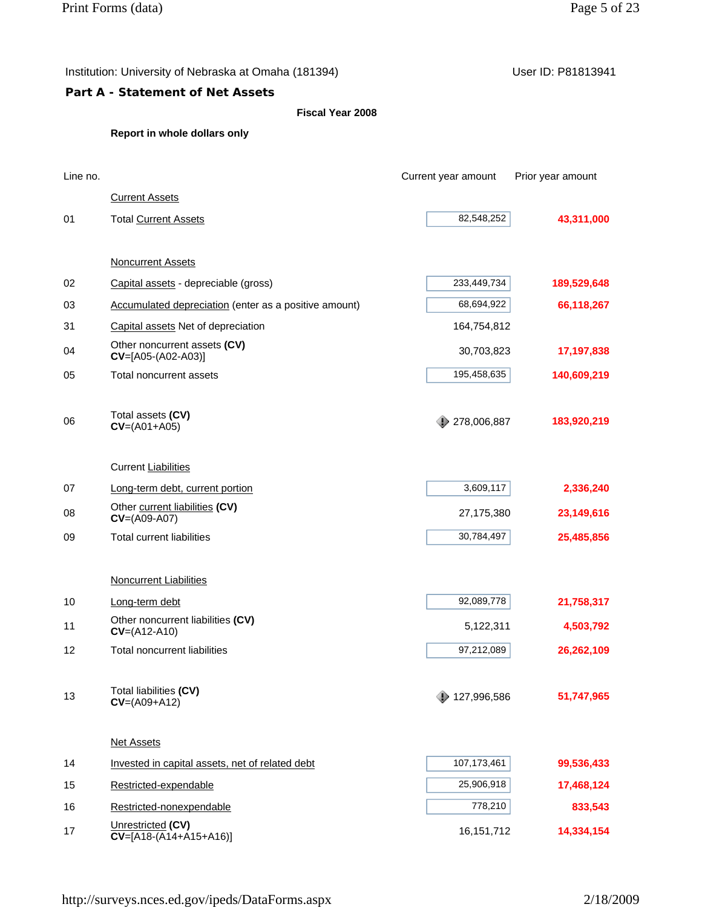Institution: University of Nebraska at Omaha (181394) User ID: P81813941

## Part A - Statement of Net Assets

**Fiscal Year 2008**

**Report in whole dollars only**

| Line no. | | Current year amount | Prior year amount |
|---|---|---|---|
| | Current Assets | | |
| 01 | Total Current Assets | 82,548,252 | 43,311,000 |
| | Noncurrent Assets | | |
| 02 | Capital assets - depreciable (gross) | 233,449,734 | 189,529,648 |
| 03 | Accumulated depreciation (enter as a positive amount) | 68,694,922 | 66,118,267 |
| 31 | Capital assets Net of depreciation | 164,754,812 | |
| 04 | Other noncurrent assets **(CV)** **CV**=[A05-(A02-A03)] | 30,703,823 | 17,197,838 |
| 05 | Total noncurrent assets | 195,458,635 | 140,609,219 |
| 06 | Total assets **(CV)** **CV**=(A01+A05) | 278,006,887 | 183,920,219 |
| | Current Liabilities | | |
| 07 | Long-term debt, current portion | 3,609,117 | 2,336,240 |
| 08 | Other current liabilities **(CV)** **CV**=(A09-A07) | 27,175,380 | 23,149,616 |
| 09 | Total current liabilities | 30,784,497 | 25,485,856 |
| | Noncurrent Liabilities | | |
| 10 | Long-term debt | 92,089,778 | 21,758,317 |
| 11 | Other noncurrent liabilities **(CV)** **CV**=(A12-A10) | 5,122,311 | 4,503,792 |
| 12 | Total noncurrent liabilities | 97,212,089 | 26,262,109 |
| 13 | Total liabilities **(CV)** **CV**=(A09+A12) | 127,996,586 | 51,747,965 |
| | Net Assets | | |
| 14 | Invested in capital assets, net of related debt | 107,173,461 | 99,536,433 |
| 15 | Restricted-expendable | 25,906,918 | 17,468,124 |
| 16 | Restricted-nonexpendable | 778,210 | 833,543 |
| 17 | Unrestricted **(CV)** **CV**=[A18-(A14+A15+A16)] | 16,151,712 | 14,334,154 |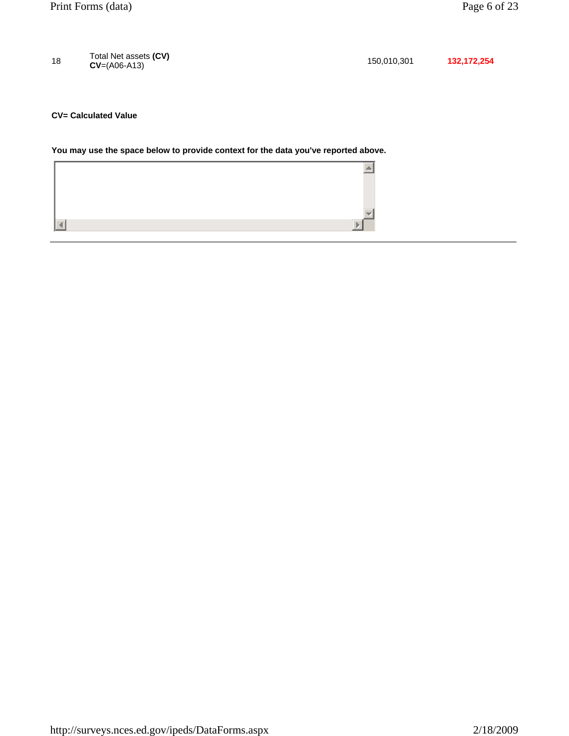| | | | |
|---|---|---|---|
| 18 | Total Net assets **(CV)** **CV**=(A06-A13) | 150,010,301 | **132,172,254** |

**CV= Calculated Value**

**You may use the space below to provide context for the data you've reported above.**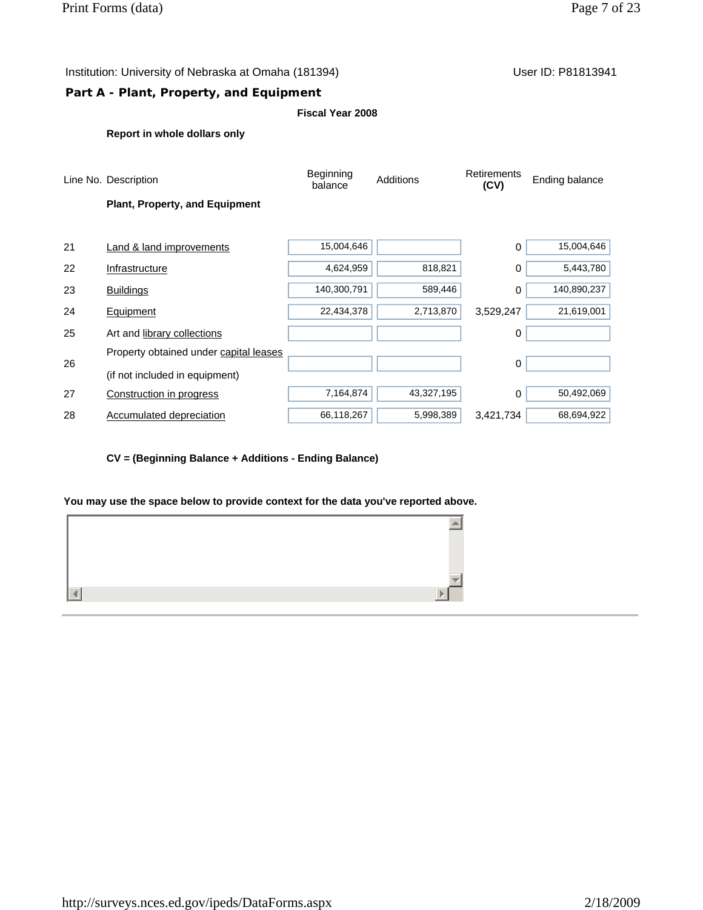Institution: University of Nebraska at Omaha (181394) User ID: P81813941

## Part A - Plant, Property, and Equipment

**Fiscal Year 2008**

**Report in whole dollars only**

| Line No. | Description | Beginning balance | Additions | Retirements (CV) | Ending balance |
|---|---|---|---|---|---|
| | **Plant, Property, and Equipment** | | | | |
| 21 | Land & land improvements | 15,004,646 | | 0 | 15,004,646 |
| 22 | Infrastructure | 4,624,959 | 818,821 | 0 | 5,443,780 |
| 23 | Buildings | 140,300,791 | 589,446 | 0 | 140,890,237 |
| 24 | Equipment | 22,434,378 | 2,713,870 | 3,529,247 | 21,619,001 |
| 25 | Art and library collections | | | 0 | |
| 26 | Property obtained under capital leases (if not included in equipment) | | | 0 | |
| 27 | Construction in progress | 7,164,874 | 43,327,195 | 0 | 50,492,069 |
| 28 | Accumulated depreciation | 66,118,267 | 5,998,389 | 3,421,734 | 68,694,922 |

**CV = (Beginning Balance + Additions - Ending Balance)**

**You may use the space below to provide context for the data you've reported above.**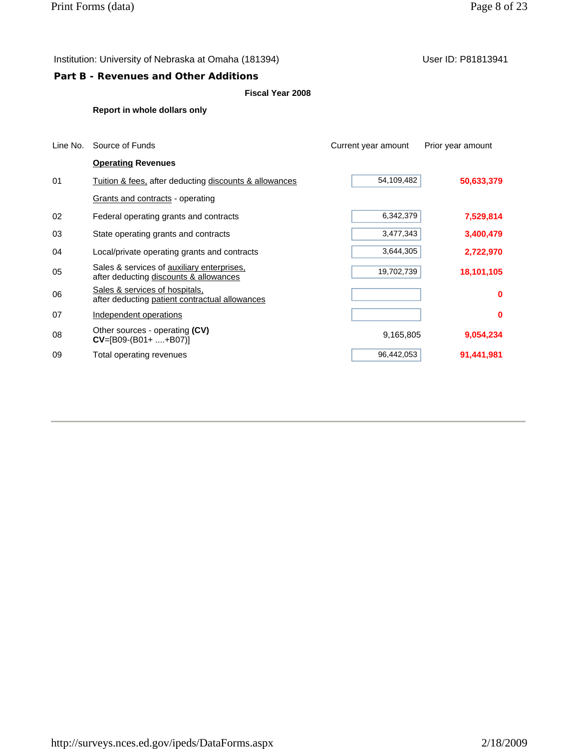Institution: University of Nebraska at Omaha (181394) User ID: P81813941

## Part B - Revenues and Other Additions

**Fiscal Year 2008**

**Report in whole dollars only**

| Line No. | Source of Funds | Current year amount | Prior year amount |
|---|---|---|---|
| | **Operating Revenues** | | |
| 01 | Tuition & fees, after deducting discounts & allowances | 54,109,482 | **50,633,379** |
| | Grants and contracts - operating | | |
| 02 | Federal operating grants and contracts | 6,342,379 | **7,529,814** |
| 03 | State operating grants and contracts | 3,477,343 | **3,400,479** |
| 04 | Local/private operating grants and contracts | 3,644,305 | **2,722,970** |
| 05 | Sales & services of auxiliary enterprises, after deducting discounts & allowances | 19,702,739 | **18,101,105** |
| 06 | Sales & services of hospitals, after deducting patient contractual allowances | | **0** |
| 07 | Independent operations | | **0** |
| 08 | Other sources - operating **(CV)** **CV**=[B09-(B01+ ....+B07)] | 9,165,805 | **9,054,234** |
| 09 | Total operating revenues | 96,442,053 | **91,441,981** |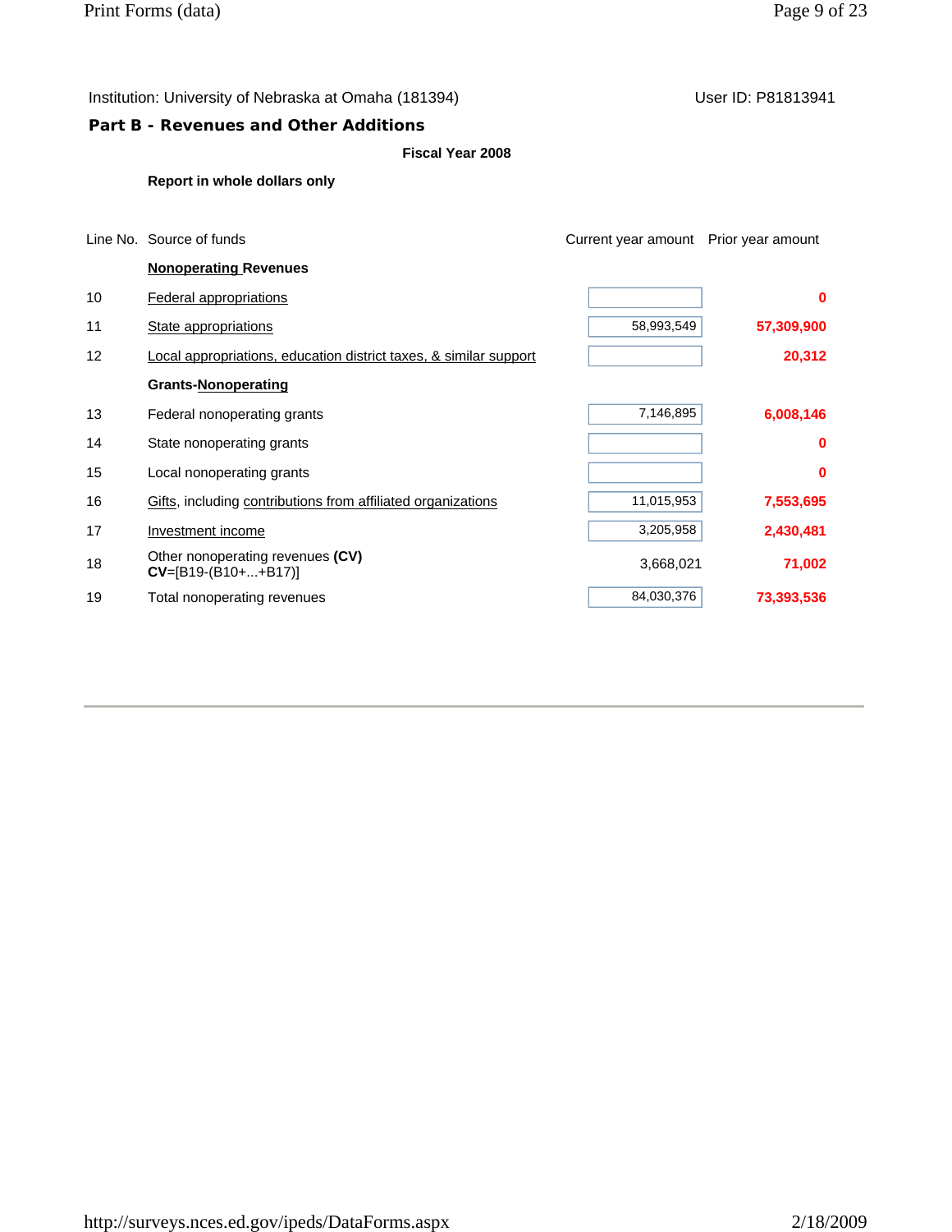Institution: University of Nebraska at Omaha (181394)

User ID: P81813941

## Part B - Revenues and Other Additions

**Fiscal Year 2008**

**Report in whole dollars only**

| Line No. | Source of funds | Current year amount | Prior year amount |
|---|---|---|---|
| | **Nonoperating Revenues** | | |
| 10 | Federal appropriations | | 0 |
| 11 | State appropriations | 58,993,549 | 57,309,900 |
| 12 | Local appropriations, education district taxes, & similar support | | 20,312 |
| | **Grants-Nonoperating** | | |
| 13 | Federal nonoperating grants | 7,146,895 | 6,008,146 |
| 14 | State nonoperating grants | | 0 |
| 15 | Local nonoperating grants | | 0 |
| 16 | Gifts, including contributions from affiliated organizations | 11,015,953 | 7,553,695 |
| 17 | Investment income | 3,205,958 | 2,430,481 |
| 18 | Other nonoperating revenues **(CV)** **CV**=[B19-(B10+...+B17)] | 3,668,021 | 71,002 |
| 19 | Total nonoperating revenues | 84,030,376 | 73,393,536 |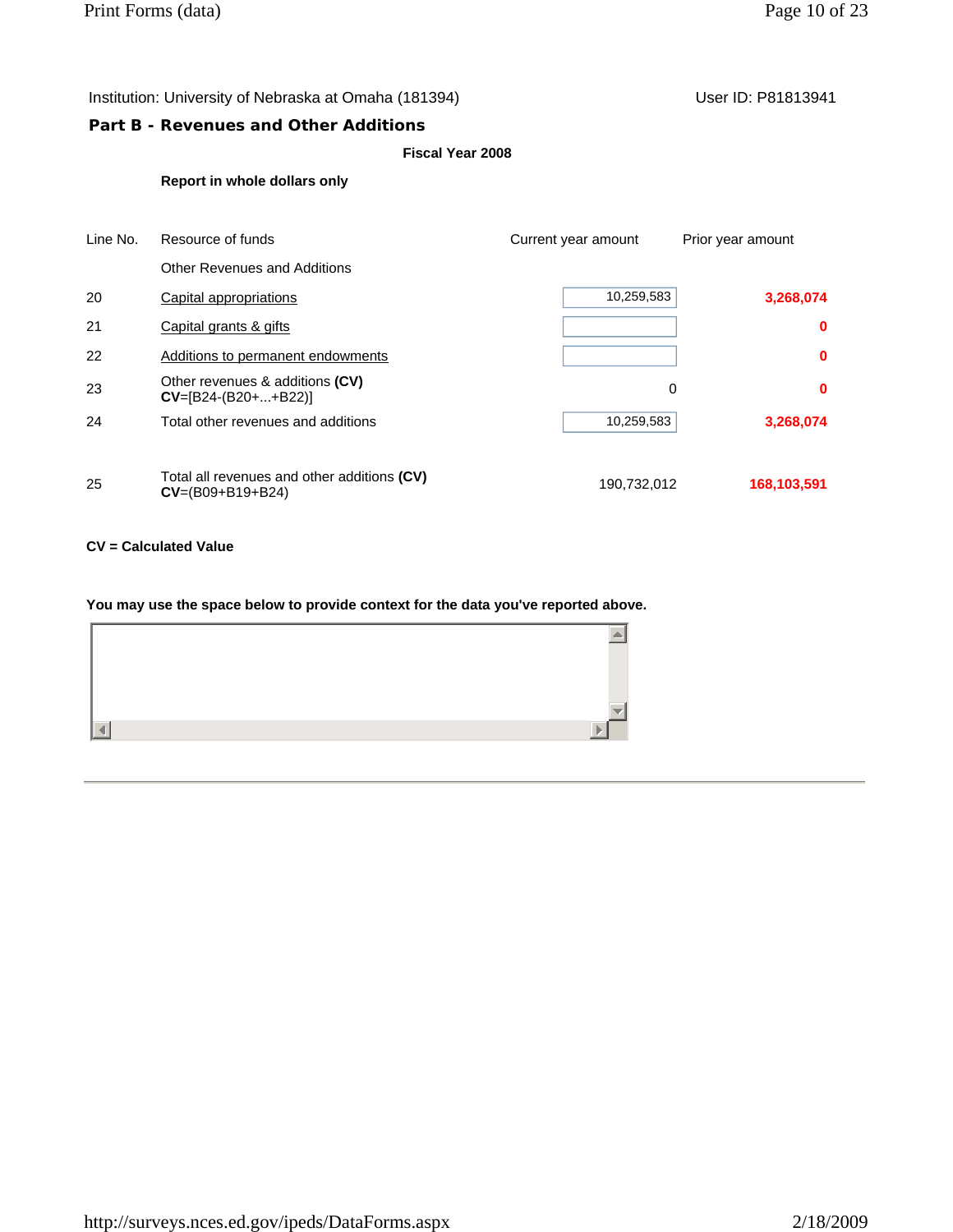Institution: University of Nebraska at Omaha (181394)

User ID: P81813941

## Part B - Revenues and Other Additions

**Fiscal Year 2008**

**Report in whole dollars only**

| Line No. | Resource of funds | Current year amount | Prior year amount |
|---|---|---|---|
| | Other Revenues and Additions | | |
| 20 | Capital appropriations | 10,259,583 | 3,268,074 |
| 21 | Capital grants & gifts | | 0 |
| 22 | Additions to permanent endowments | | 0 |
| 23 | Other revenues & additions **(CV)** **CV**=[B24-(B20+...+B22)] | 0 | 0 |
| 24 | Total other revenues and additions | 10,259,583 | 3,268,074 |
| 25 | Total all revenues and other additions **(CV)** **CV**=(B09+B19+B24) | 190,732,012 | 168,103,591 |

**CV = Calculated Value**

**You may use the space below to provide context for the data you've reported above.**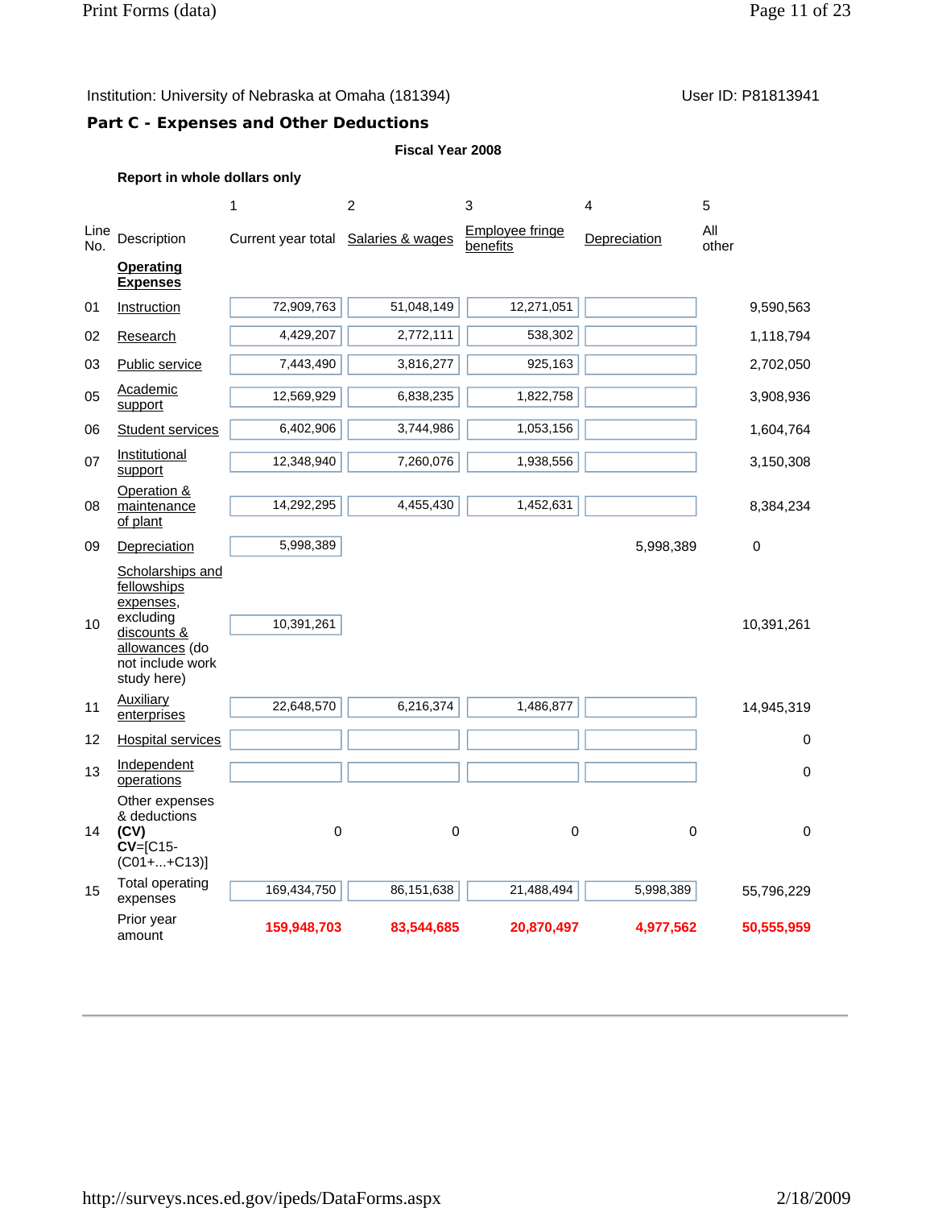Institution: University of Nebraska at Omaha (181394) User ID: P81813941

## Part C - Expenses and Other Deductions

**Fiscal Year 2008**

**Report in whole dollars only**

| Line No. | Description | 1<br>Current year total | 2<br>Salaries & wages | 3<br>Employee fringe benefits | 4<br>Depreciation | 5<br>All other |
|---|---|---|---|---|---|---|
| | **Operating Expenses** | | | | | |
| 01 | Instruction | 72,909,763 | 51,048,149 | 12,271,051 | | 9,590,563 |
| 02 | Research | 4,429,207 | 2,772,111 | 538,302 | | 1,118,794 |
| 03 | Public service | 7,443,490 | 3,816,277 | 925,163 | | 2,702,050 |
| 05 | Academic support | 12,569,929 | 6,838,235 | 1,822,758 | | 3,908,936 |
| 06 | Student services | 6,402,906 | 3,744,986 | 1,053,156 | | 1,604,764 |
| 07 | Institutional support | 12,348,940 | 7,260,076 | 1,938,556 | | 3,150,308 |
| 08 | Operation & maintenance of plant | 14,292,295 | 4,455,430 | 1,452,631 | | 8,384,234 |
| 09 | Depreciation | 5,998,389 | | | 5,998,389 | 0 |
| 10 | Scholarships and fellowships expenses, excluding discounts & allowances (do not include work study here) | 10,391,261 | | | | 10,391,261 |
| 11 | Auxiliary enterprises | 22,648,570 | 6,216,374 | 1,486,877 | | 14,945,319 |
| 12 | Hospital services | | | | | 0 |
| 13 | Independent operations | | | | | 0 |
| 14 | Other expenses & deductions **(CV)** **CV**=[C15-(C01+...+C13)] | 0 | 0 | 0 | 0 | 0 |
| 15 | Total operating expenses | 169,434,750 | 86,151,638 | 21,488,494 | 5,998,389 | 55,796,229 |
| | Prior year amount | 159,948,703 | 83,544,685 | 20,870,497 | 4,977,562 | 50,555,959 |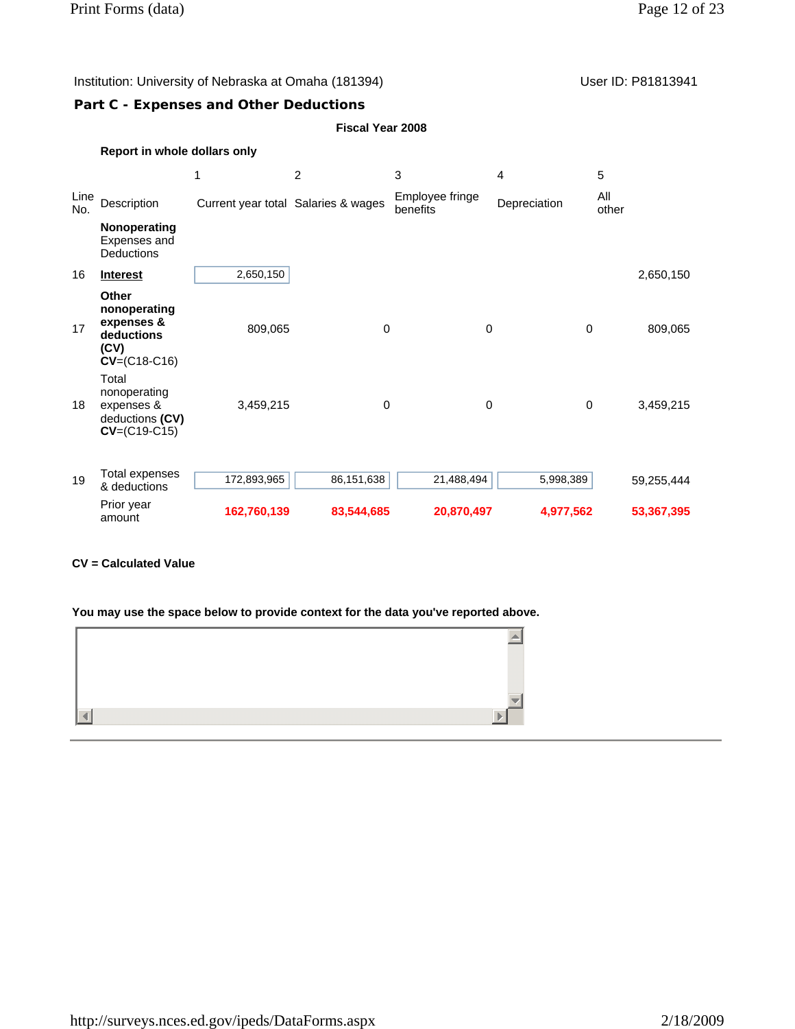Institution: University of Nebraska at Omaha (181394)

User ID: P81813941

## Part C - Expenses and Other Deductions

**Fiscal Year 2008**

**Report in whole dollars only**

| Line No. | Description | 1<br>Current year total | 2<br>Salaries & wages | 3<br>Employee fringe benefits | 4<br>Depreciation | 5<br>All other |
|---|---|---|---|---|---|---|
| | **Nonoperating** Expenses and Deductions | | | | | |
| 16 | **Interest** | 2,650,150 | | | | 2,650,150 |
| 17 | **Other nonoperating expenses & deductions (CV)** **CV**=(C18-C16) | 809,065 | 0 | 0 | 0 | 809,065 |
| 18 | Total nonoperating expenses & deductions **(CV)** **CV**=(C19-C15) | 3,459,215 | 0 | 0 | 0 | 3,459,215 |
| 19 | Total expenses & deductions | 172,893,965 | 86,151,638 | 21,488,494 | 5,998,389 | 59,255,444 |
| | Prior year amount | **162,760,139** | **83,544,685** | **20,870,497** | **4,977,562** | **53,367,395** |

**CV = Calculated Value**

**You may use the space below to provide context for the data you've reported above.**

http://surveys.nces.ed.gov/ipeds/DataForms.aspx

2/18/2009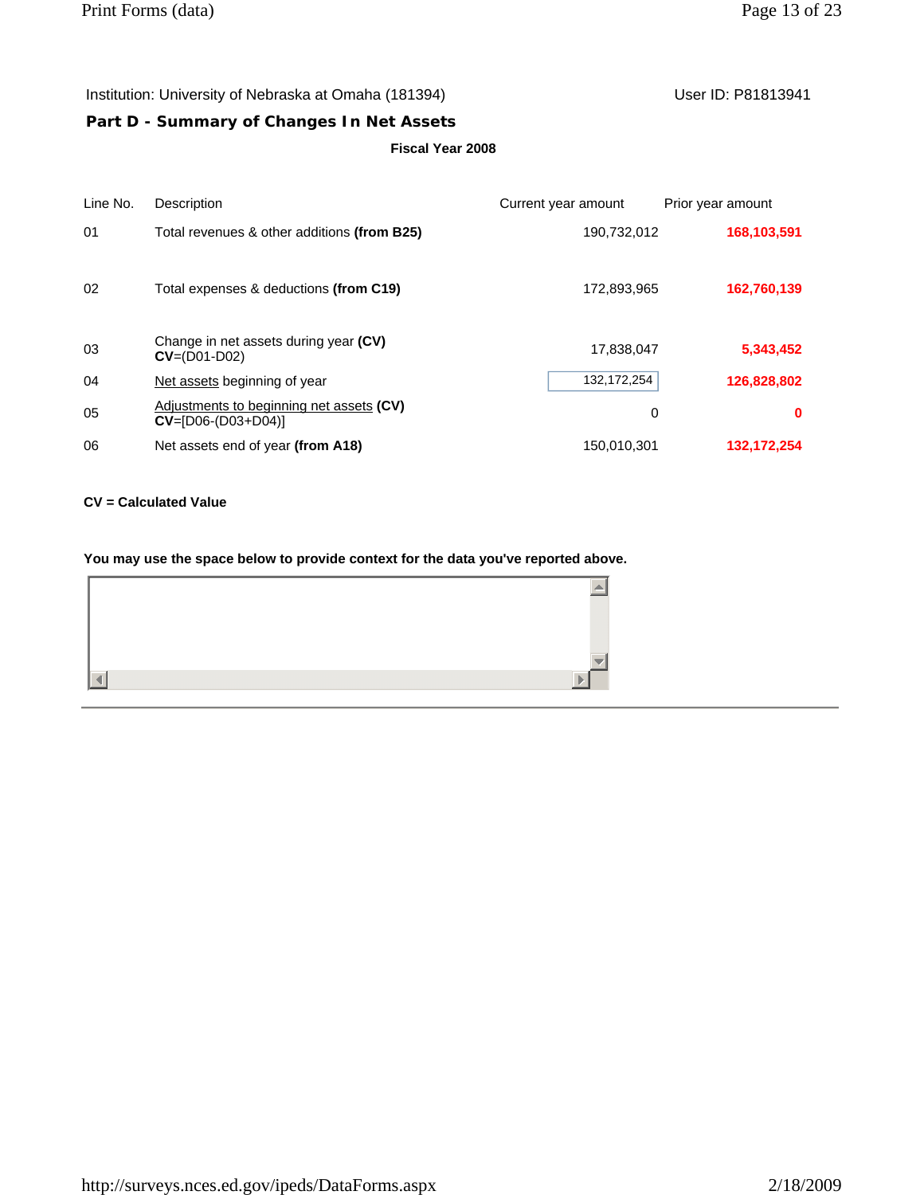Institution: University of Nebraska at Omaha (181394) User ID: P81813941

## Part D - Summary of Changes In Net Assets

**Fiscal Year 2008**

| Line No. | Description | Current year amount | Prior year amount |
|---|---|---|---|
| 01 | Total revenues & other additions **(from B25)** | 190,732,012 | **168,103,591** |
| 02 | Total expenses & deductions **(from C19)** | 172,893,965 | **162,760,139** |
| 03 | Change in net assets during year **(CV)** **CV**=(D01-D02) | 17,838,047 | **5,343,452** |
| 04 | Net assets beginning of year | 132,172,254 | **126,828,802** |
| 05 | Adjustments to beginning net assets **(CV)** **CV**=[D06-(D03+D04)] | 0 | **0** |
| 06 | Net assets end of year **(from A18)** | 150,010,301 | **132,172,254** |

**CV = Calculated Value**

**You may use the space below to provide context for the data you've reported above.**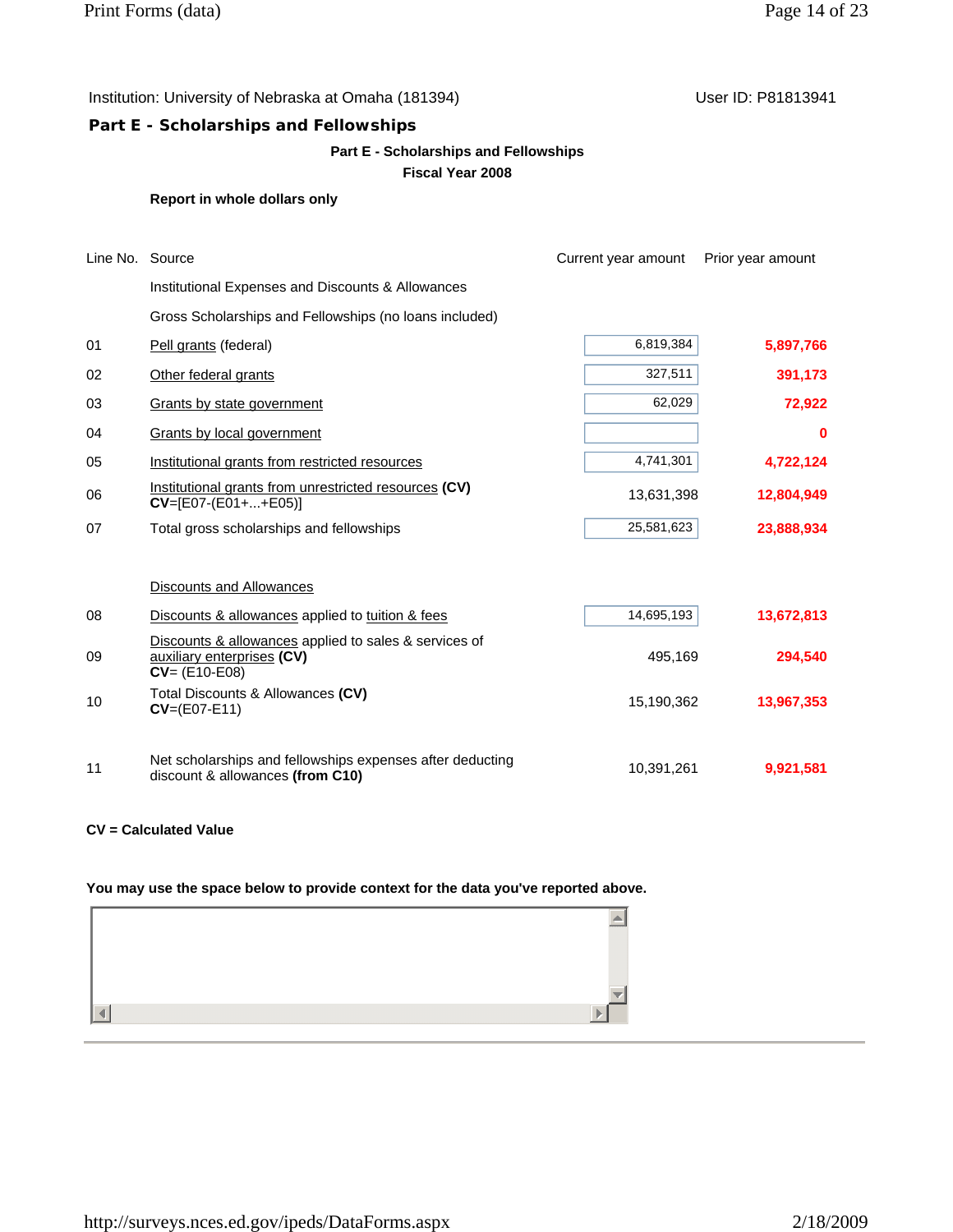Institution: University of Nebraska at Omaha (181394)

User ID: P81813941

## Part E - Scholarships and Fellowships

**Part E - Scholarships and Fellowships**

**Fiscal Year 2008**

**Report in whole dollars only**

| Line No. | Source | Current year amount | Prior year amount |
|---|---|---|---|
| | Institutional Expenses and Discounts & Allowances | | |
| | Gross Scholarships and Fellowships (no loans included) | | |
| 01 | Pell grants (federal) | 6,819,384 | **5,897,766** |
| 02 | Other federal grants | 327,511 | **391,173** |
| 03 | Grants by state government | 62,029 | **72,922** |
| 04 | Grants by local government | | **0** |
| 05 | Institutional grants from restricted resources | 4,741,301 | **4,722,124** |
| 06 | Institutional grants from unrestricted resources **(CV)** **CV**=[E07-(E01+...+E05)] | 13,631,398 | **12,804,949** |
| 07 | Total gross scholarships and fellowships | 25,581,623 | **23,888,934** |
| | Discounts and Allowances | | |
| 08 | Discounts & allowances applied to tuition & fees | 14,695,193 | **13,672,813** |
| 09 | Discounts & allowances applied to sales & services of auxiliary enterprises **(CV)** **CV**= (E10-E08) | 495,169 | **294,540** |
| 10 | Total Discounts & Allowances **(CV)** **CV**=(E07-E11) | 15,190,362 | **13,967,353** |
| 11 | Net scholarships and fellowships expenses after deducting discount & allowances **(from C10)** | 10,391,261 | **9,921,581** |

**CV = Calculated Value**

**You may use the space below to provide context for the data you've reported above.**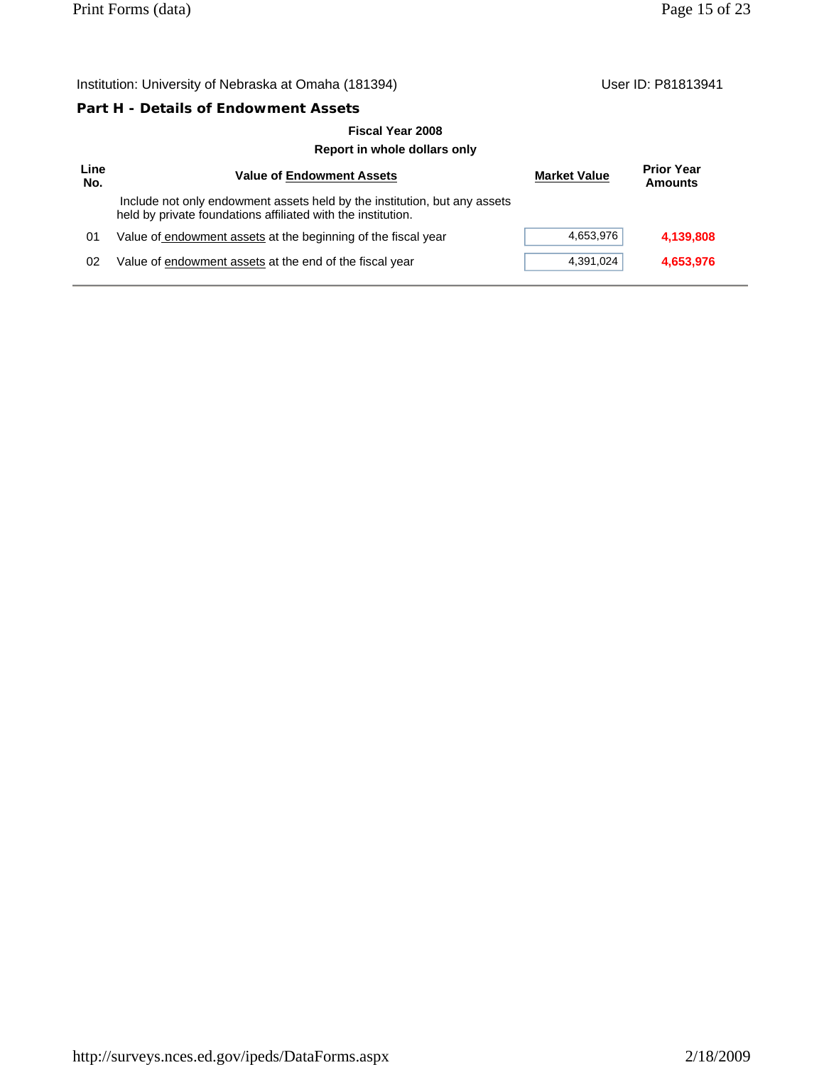Institution: University of Nebraska at Omaha (181394) User ID: P81813941

## Part H - Details of Endowment Assets

**Fiscal Year 2008**

**Report in whole dollars only**

| Line No. | Value of Endowment Assets | Market Value | Prior Year Amounts |
|---|---|---|---|
| | Include not only endowment assets held by the institution, but any assets held by private foundations affiliated with the institution. | | |
| 01 | Value of endowment assets at the beginning of the fiscal year | 4,653,976 | **4,139,808** |
| 02 | Value of endowment assets at the end of the fiscal year | 4,391,024 | **4,653,976** |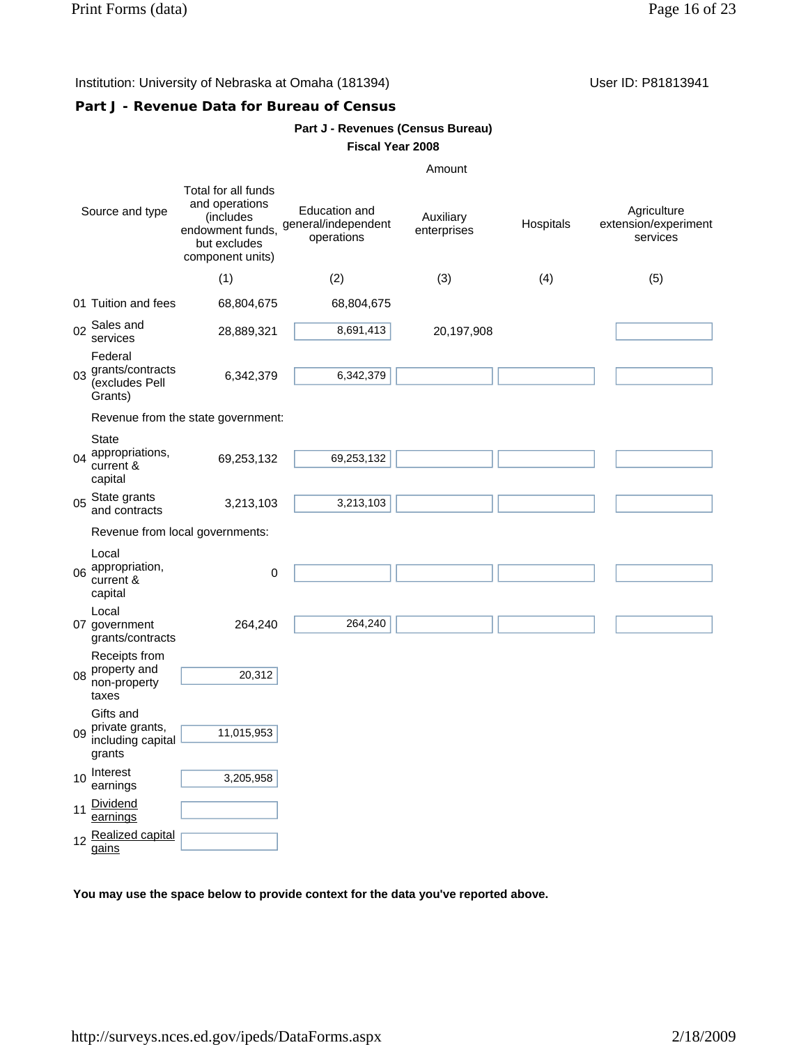Institution: University of Nebraska at Omaha (181394)

User ID: P81813941

## Part J - Revenue Data for Bureau of Census

**Part J - Revenues (Census Bureau)**

**Fiscal Year 2008**

| Source and type | Amount | | | | |
|---|---|---|---|---|---|
| | Total for all funds and operations (includes endowment funds, but excludes component units) | Education and general/independent operations | Auxiliary enterprises | Hospitals | Agriculture extension/experiment services |
| | (1) | (2) | (3) | (4) | (5) |
| 01 Tuition and fees | 68,804,675 | 68,804,675 | | | |
| 02 Sales and services | 28,889,321 | 8,691,413 | 20,197,908 | | |
| 03 Federal grants/contracts (excludes Pell Grants) | 6,342,379 | 6,342,379 | | | |
| Revenue from the state government: | | | | | |
| 04 State appropriations, current & capital | 69,253,132 | 69,253,132 | | | |
| 05 State grants and contracts | 3,213,103 | 3,213,103 | | | |
| Revenue from local governments: | | | | | |
| 06 Local appropriation, current & capital | 0 | | | | |
| 07 Local government grants/contracts | 264,240 | 264,240 | | | |
| 08 Receipts from property and non-property taxes | 20,312 | | | | |
| 09 Gifts and private grants, including capital grants | 11,015,953 | | | | |
| 10 Interest earnings | 3,205,958 | | | | |
| 11 Dividend earnings | | | | | |
| 12 Realized capital gains | | | | | |

**You may use the space below to provide context for the data you've reported above.**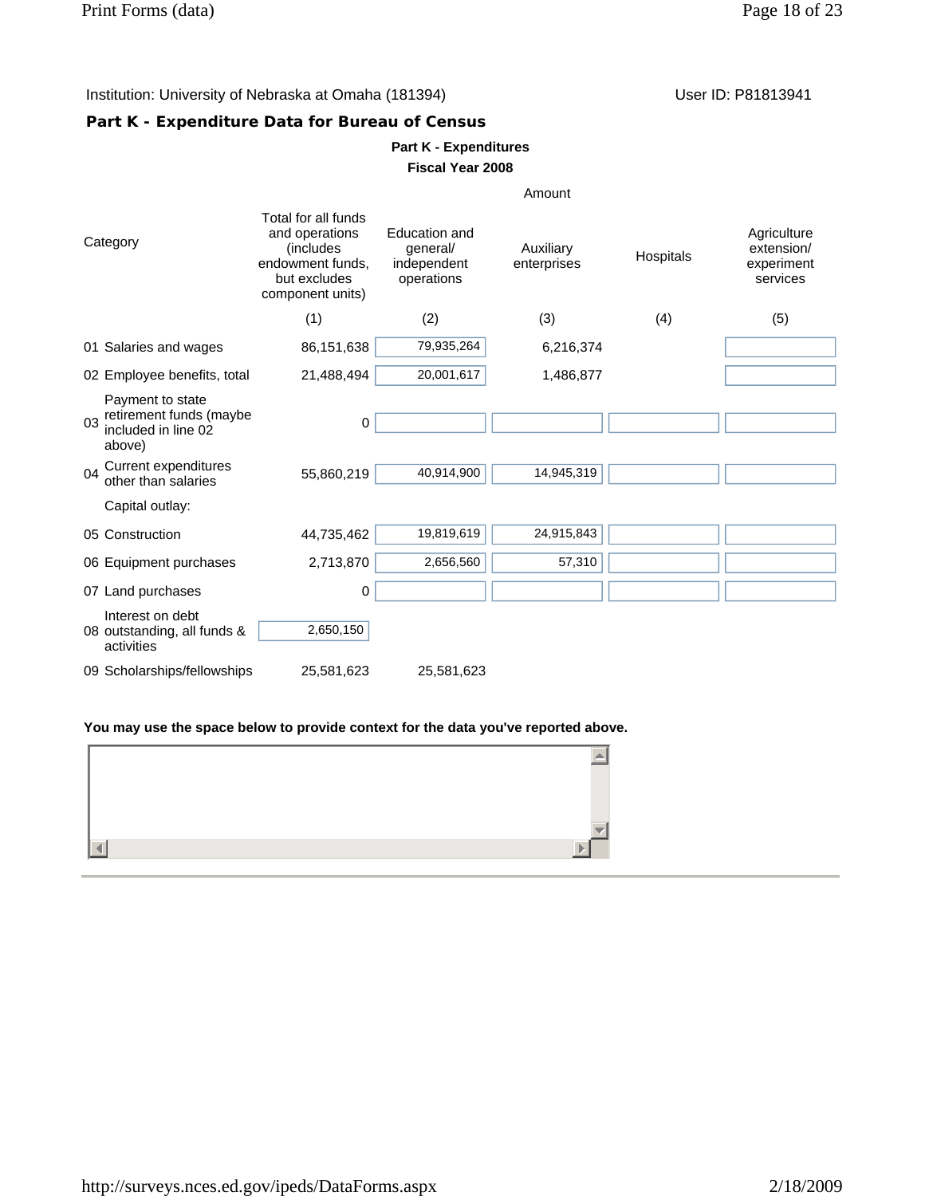Institution: University of Nebraska at Omaha (181394) User ID: P81813941

## Part K - Expenditure Data for Bureau of Census

**Part K - Expenditures**

**Fiscal Year 2008**

| Category | Total for all funds and operations (includes endowment funds, but excludes component units) | Education and general/ independent operations | Auxiliary enterprises | Hospitals | Agriculture extension/ experiment services |
|---|---|---|---|---|---|
| | (1) | (2) | (3) | (4) | (5) |
| 01 Salaries and wages | 86,151,638 | 79,935,264 | 6,216,374 | | |
| 02 Employee benefits, total | 21,488,494 | 20,001,617 | 1,486,877 | | |
| 03 Payment to state retirement funds (maybe included in line 02 above) | 0 | | | | |
| 04 Current expenditures other than salaries | 55,860,219 | 40,914,900 | 14,945,319 | | |
| Capital outlay: | | | | | |
| 05 Construction | 44,735,462 | 19,819,619 | 24,915,843 | | |
| 06 Equipment purchases | 2,713,870 | 2,656,560 | 57,310 | | |
| 07 Land purchases | 0 | | | | |
| 08 Interest on debt outstanding, all funds & activities | 2,650,150 | | | | |
| 09 Scholarships/fellowships | 25,581,623 | 25,581,623 | | | |

**You may use the space below to provide context for the data you've reported above.**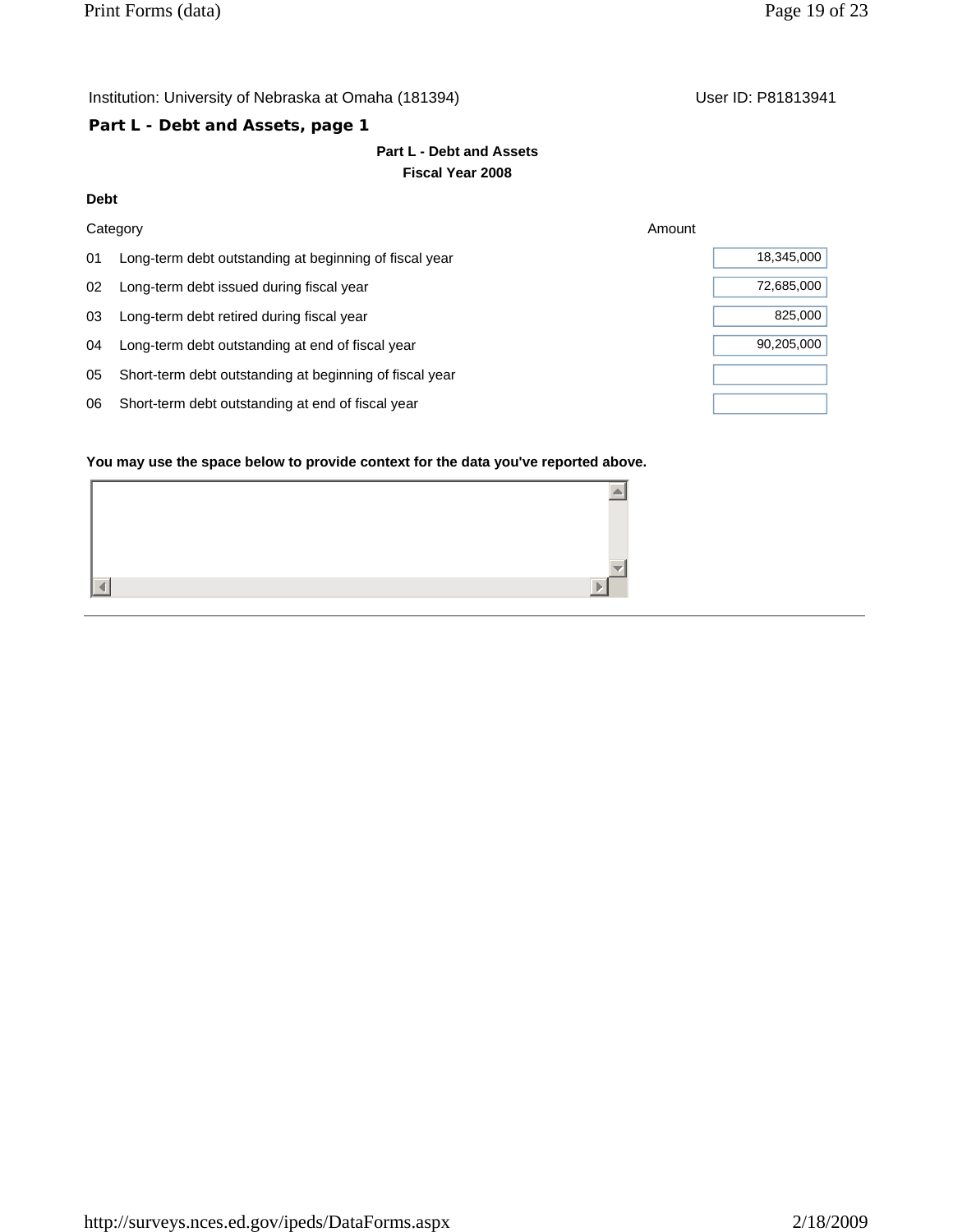Institution: University of Nebraska at Omaha (181394) User ID: P81813941

## Part L - Debt and Assets, page 1

**Part L - Debt and Assets**
**Fiscal Year 2008**

**Debt**

| Category | | Amount |
|---|---|---|
| 01 | Long-term debt outstanding at beginning of fiscal year | 18,345,000 |
| 02 | Long-term debt issued during fiscal year | 72,685,000 |
| 03 | Long-term debt retired during fiscal year | 825,000 |
| 04 | Long-term debt outstanding at end of fiscal year | 90,205,000 |
| 05 | Short-term debt outstanding at beginning of fiscal year | |
| 06 | Short-term debt outstanding at end of fiscal year | |

**You may use the space below to provide context for the data you've reported above.**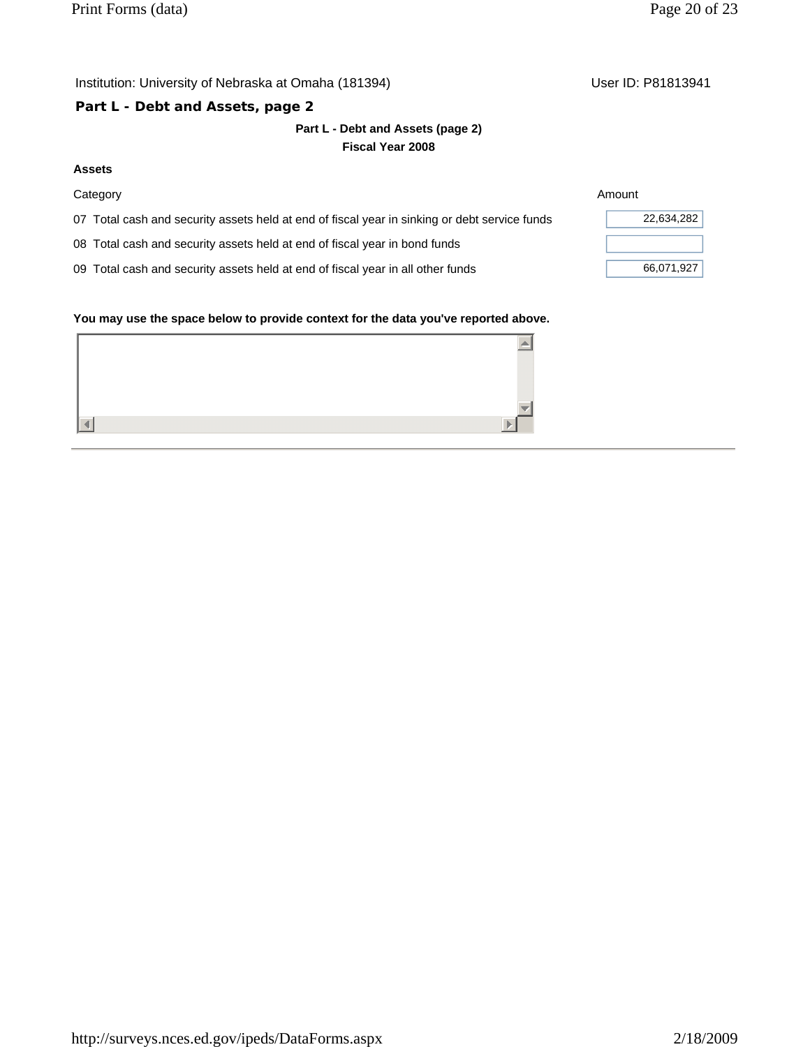Institution: University of Nebraska at Omaha (181394) User ID: P81813941

## Part L - Debt and Assets, page 2

**Part L - Debt and Assets (page 2)**

**Fiscal Year 2008**

**Assets**

| Category | Amount |
| --- | --- |
| 07 Total cash and security assets held at end of fiscal year in sinking or debt service funds | 22,634,282 |
| 08 Total cash and security assets held at end of fiscal year in bond funds | |
| 09 Total cash and security assets held at end of fiscal year in all other funds | 66,071,927 |

**You may use the space below to provide context for the data you've reported above.**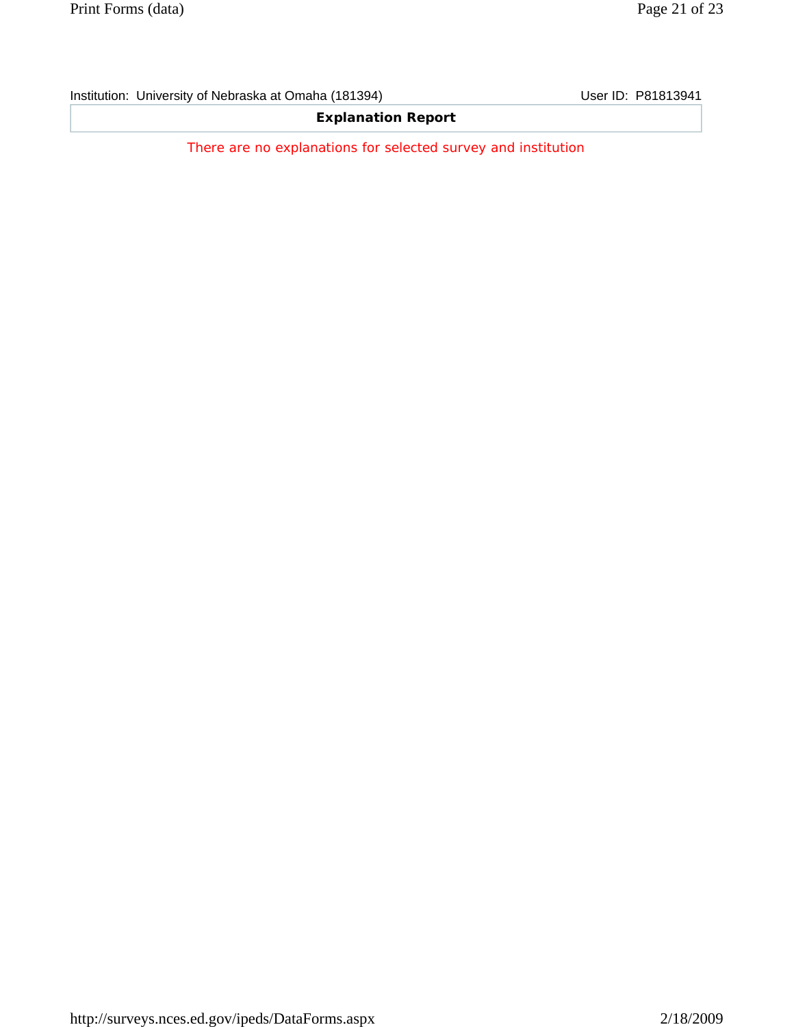Institution: University of Nebraska at Omaha (181394) User ID: P81813941

## Explanation Report

There are no explanations for selected survey and institution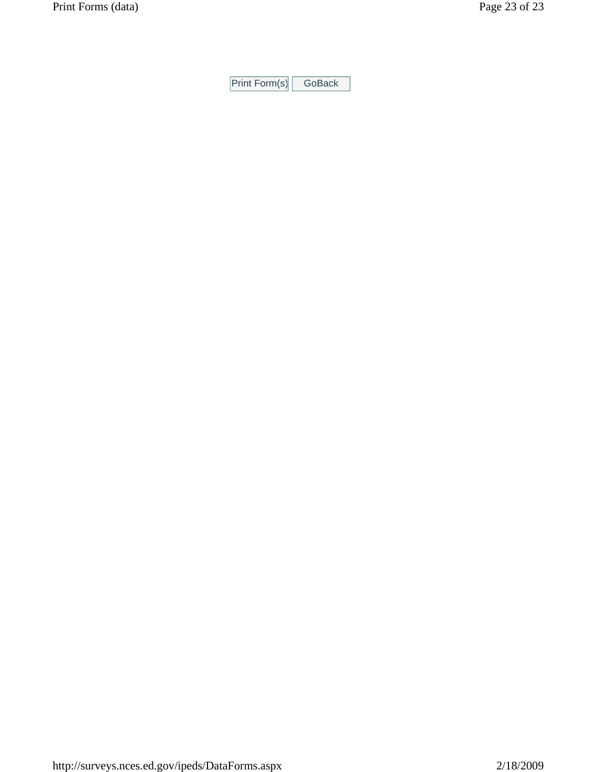Print Form(s) GoBack